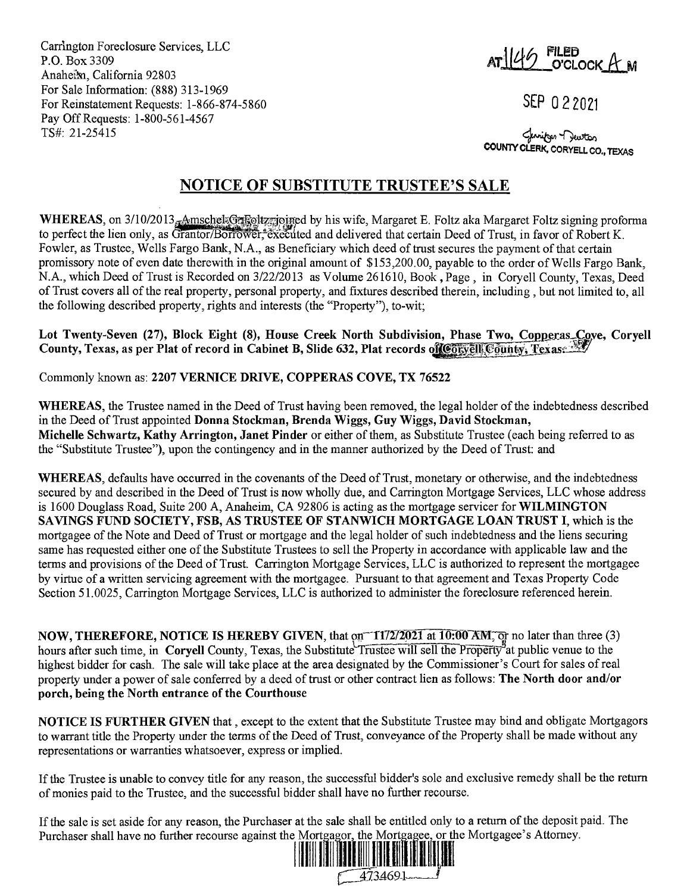Carrington Foreclosure Services, LLC
P.O. Box 3309
Anaheim, California 92803
For Sale Information: (888) 313-1969
For Reinstatement Requests: 1-866-874-5860
Pay Off Requests: 1-800-561-4567
TS#: 21-25415

AT 1145 FILED O'CLOCK A M

SEP 02 2021

Jennifer Newton
COUNTY CLERK, CORYELL CO., TEXAS

## NOTICE OF SUBSTITUTE TRUSTEE'S SALE

**WHEREAS**, on 3/10/2013, Amschel G. Foltz joined by his wife, Margaret E. Foltz aka Margaret Foltz signing proforma to perfect the lien only, as Grantor/Borrower, executed and delivered that certain Deed of Trust, in favor of Robert K. Fowler, as Trustee, Wells Fargo Bank, N.A., as Beneficiary which deed of trust secures the payment of that certain promissory note of even date therewith in the original amount of $153,200.00, payable to the order of Wells Fargo Bank, N.A., which Deed of Trust is Recorded on 3/22/2013 as Volume 261610, Book , Page , in Coryell County, Texas, Deed of Trust covers all of the real property, personal property, and fixtures described therein, including , but not limited to, all the following described property, rights and interests (the "Property"), to-wit;

**Lot Twenty-Seven (27), Block Eight (8), House Creek North Subdivision, Phase Two, Copperas Cove, Coryell County, Texas, as per Plat of record in Cabinet B, Slide 632, Plat records of Coryell County, Texas.**

Commonly known as: **2207 VERNICE DRIVE, COPPERAS COVE, TX 76522**

**WHEREAS**, the Trustee named in the Deed of Trust having been removed, the legal holder of the indebtedness described in the Deed of Trust appointed **Donna Stockman, Brenda Wiggs, Guy Wiggs, David Stockman, Michelle Schwartz, Kathy Arrington, Janet Pinder** or either of them, as Substitute Trustee (each being referred to as the "Substitute Trustee"), upon the contingency and in the manner authorized by the Deed of Trust: and

**WHEREAS**, defaults have occurred in the covenants of the Deed of Trust, monetary or otherwise, and the indebtedness secured by and described in the Deed of Trust is now wholly due, and Carrington Mortgage Services, LLC whose address is 1600 Douglass Road, Suite 200 A, Anaheim, CA 92806 is acting as the mortgage servicer for **WILMINGTON SAVINGS FUND SOCIETY, FSB, AS TRUSTEE OF STANWICH MORTGAGE LOAN TRUST I**, which is the mortgagee of the Note and Deed of Trust or mortgage and the legal holder of such indebtedness and the liens securing same has requested either one of the Substitute Trustees to sell the Property in accordance with applicable law and the terms and provisions of the Deed of Trust. Carrington Mortgage Services, LLC is authorized to represent the mortgagee by virtue of a written servicing agreement with the mortgagee. Pursuant to that agreement and Texas Property Code Section 51.0025, Carrington Mortgage Services, LLC is authorized to administer the foreclosure referenced herein.

**NOW, THEREFORE, NOTICE IS HEREBY GIVEN**, that on **11/2/2021 at 10:00 AM**, or no later than three (3) hours after such time, in **Coryell** County, Texas, the Substitute Trustee will sell the Property at public venue to the highest bidder for cash. The sale will take place at the area designated by the Commissioner's Court for sales of real property under a power of sale conferred by a deed of trust or other contract lien as follows: **The North door and/or porch, being the North entrance of the Courthouse**

**NOTICE IS FURTHER GIVEN** that , except to the extent that the Substitute Trustee may bind and obligate Mortgagors to warrant title the Property under the terms of the Deed of Trust, conveyance of the Property shall be made without any representations or warranties whatsoever, express or implied.

If the Trustee is unable to convey title for any reason, the successful bidder's sole and exclusive remedy shall be the return of monies paid to the Trustee, and the successful bidder shall have no further recourse.

If the sale is set aside for any reason, the Purchaser at the sale shall be entitled only to a return of the deposit paid. The Purchaser shall have no further recourse against the Mortgagor, the Mortgagee, or the Mortgagee's Attorney.

4734691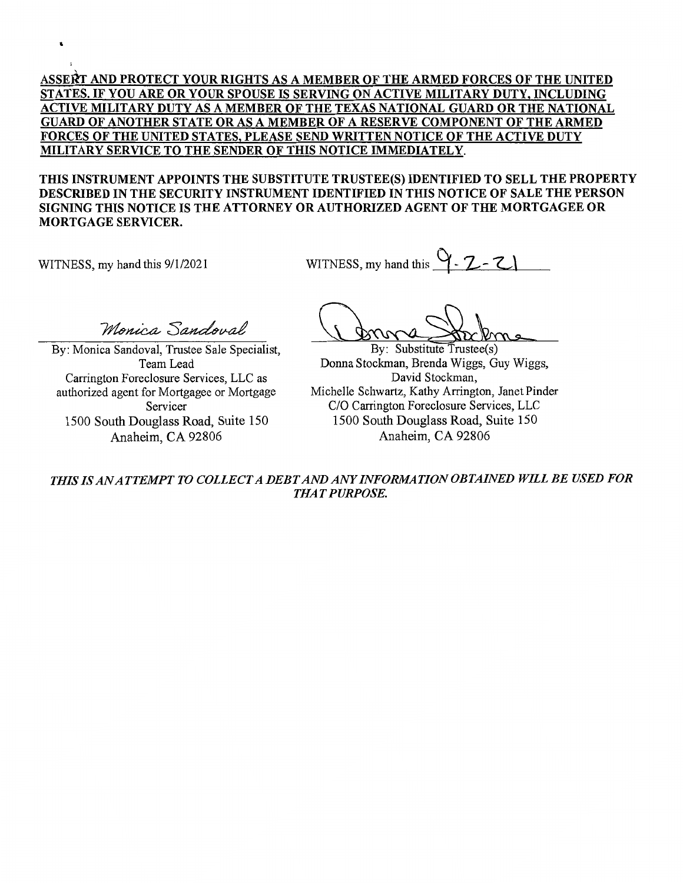**ASSERT AND PROTECT YOUR RIGHTS AS A MEMBER OF THE ARMED FORCES OF THE UNITED STATES. IF YOU ARE OR YOUR SPOUSE IS SERVING ON ACTIVE MILITARY DUTY, INCLUDING ACTIVE MILITARY DUTY AS A MEMBER OF THE TEXAS NATIONAL GUARD OR THE NATIONAL GUARD OF ANOTHER STATE OR AS A MEMBER OF A RESERVE COMPONENT OF THE ARMED FORCES OF THE UNITED STATES, PLEASE SEND WRITTEN NOTICE OF THE ACTIVE DUTY MILITARY SERVICE TO THE SENDER OF THIS NOTICE IMMEDIATELY.**

**THIS INSTRUMENT APPOINTS THE SUBSTITUTE TRUSTEE(S) IDENTIFIED TO SELL THE PROPERTY DESCRIBED IN THE SECURITY INSTRUMENT IDENTIFIED IN THIS NOTICE OF SALE THE PERSON SIGNING THIS NOTICE IS THE ATTORNEY OR AUTHORIZED AGENT OF THE MORTGAGEE OR MORTGAGE SERVICER.**

WITNESS, my hand this 9/1/2021

*Monica Sandoval*

By: Monica Sandoval, Trustee Sale Specialist, Team Lead
Carrington Foreclosure Services, LLC as authorized agent for Mortgagee or Mortgage Servicer
1500 South Douglass Road, Suite 150
Anaheim, CA 92806

WITNESS, my hand this 9-2-21

By: Substitute Trustee(s)
Donna Stockman, Brenda Wiggs, Guy Wiggs, David Stockman,
Michelle Schwartz, Kathy Arrington, Janet Pinder
C/O Carrington Foreclosure Services, LLC
1500 South Douglass Road, Suite 150
Anaheim, CA 92806

*THIS IS AN ATTEMPT TO COLLECT A DEBT AND ANY INFORMATION OBTAINED WILL BE USED FOR THAT PURPOSE.*